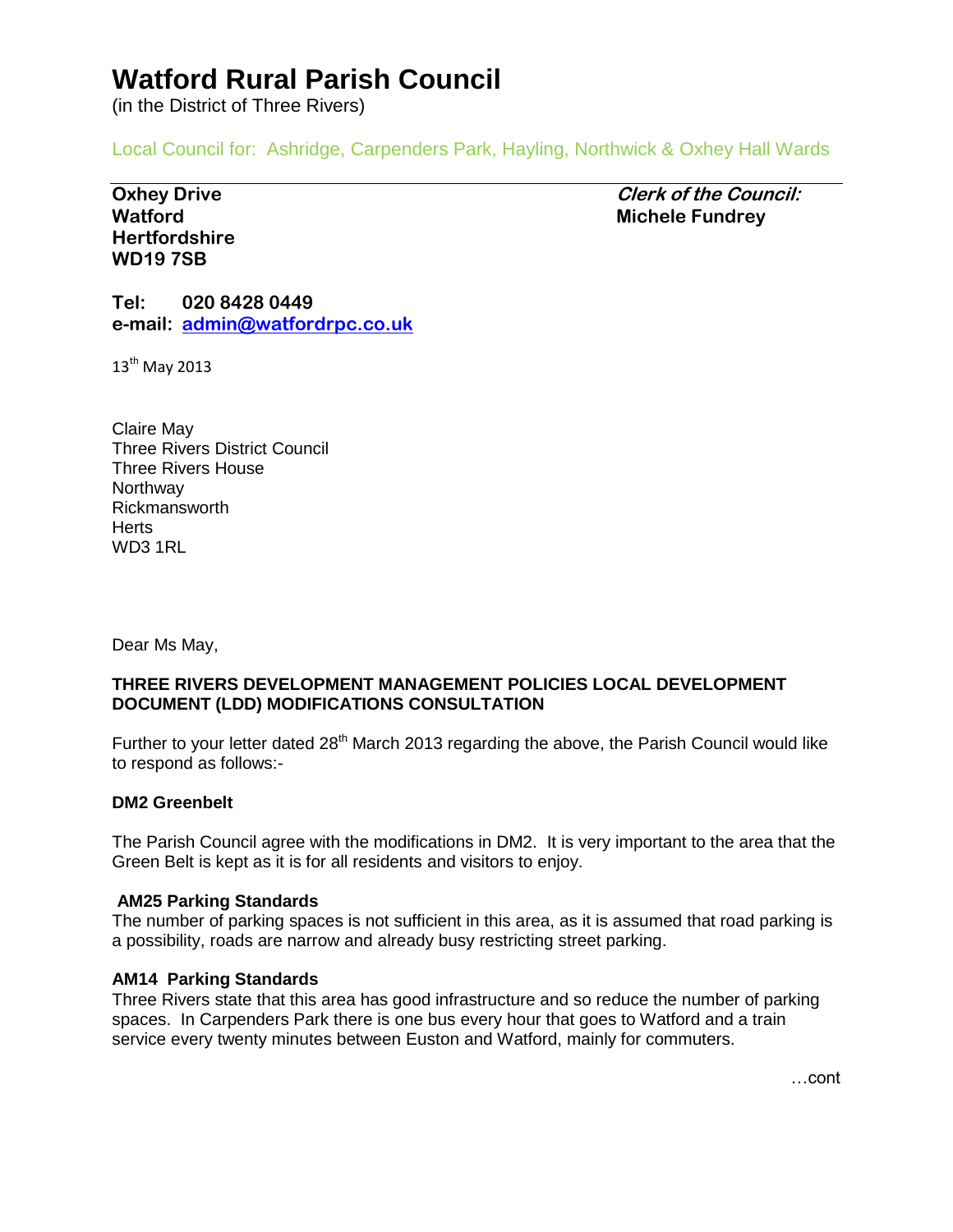# Watford Rural Parish Council

(in the District of Three Rivers)

Local Council for: Ashridge, Carpenders Park, Hayling, Northwick & Oxhey Hall Wards

**Oxhey Drive**
**Watford**
**Hertfordshire**
**WD19 7SB**

***Clerk of the Council:***
**Michele Fundrey**

**Tel: 020 8428 0449**
**e-mail: admin@watfordrpc.co.uk**

13th May 2013

Claire May
Three Rivers District Council
Three Rivers House
Northway
Rickmansworth
Herts
WD3 1RL

Dear Ms May,

**THREE RIVERS DEVELOPMENT MANAGEMENT POLICIES LOCAL DEVELOPMENT DOCUMENT (LDD) MODIFICATIONS CONSULTATION**

Further to your letter dated 28th March 2013 regarding the above, the Parish Council would like to respond as follows:-

**DM2 Greenbelt**

The Parish Council agree with the modifications in DM2. It is very important to the area that the Green Belt is kept as it is for all residents and visitors to enjoy.

**AM25 Parking Standards**

The number of parking spaces is not sufficient in this area, as it is assumed that road parking is a possibility, roads are narrow and already busy restricting street parking.

**AM14 Parking Standards**

Three Rivers state that this area has good infrastructure and so reduce the number of parking spaces. In Carpenders Park there is one bus every hour that goes to Watford and a train service every twenty minutes between Euston and Watford, mainly for commuters.

…cont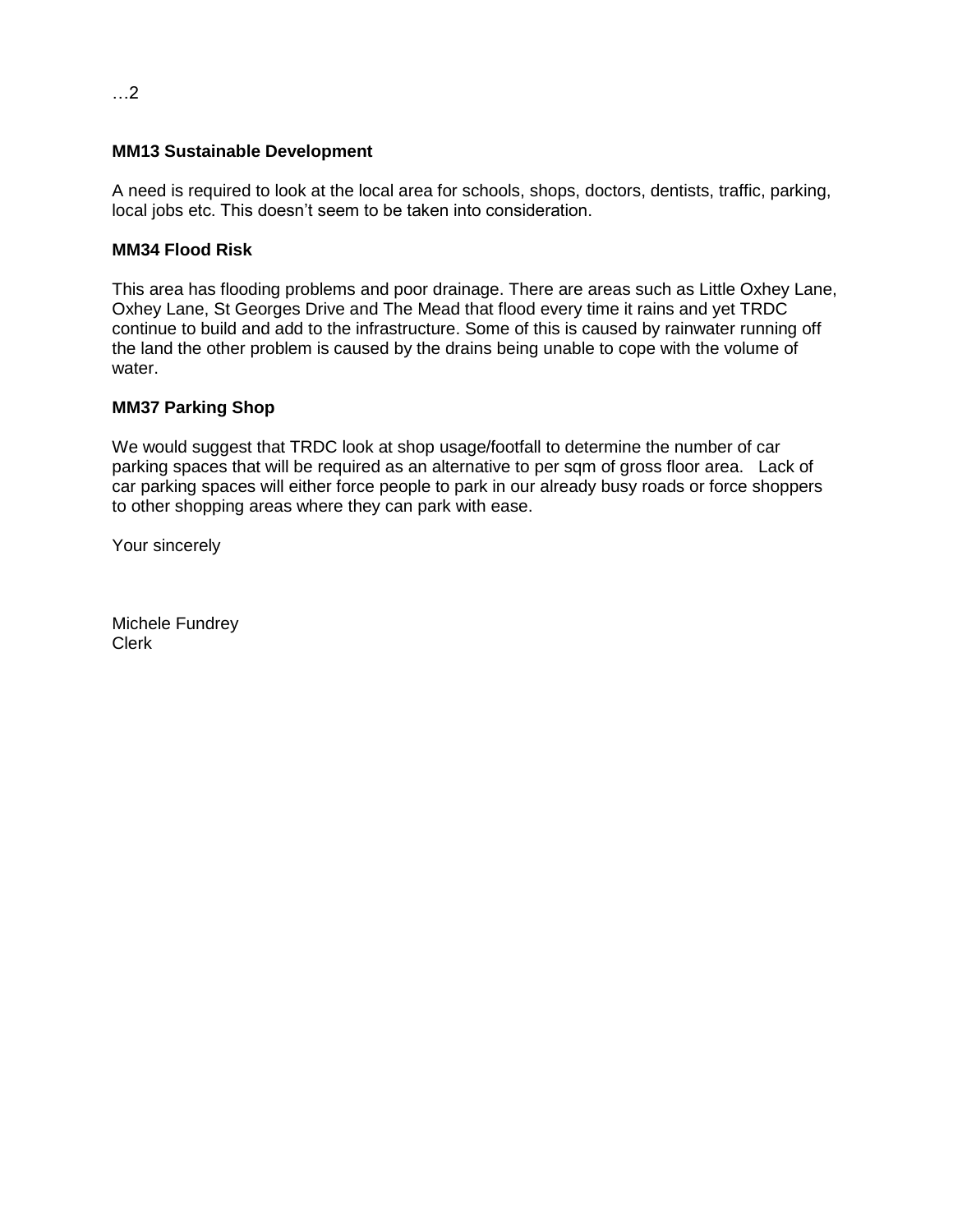**MM13 Sustainable Development**

A need is required to look at the local area for schools, shops, doctors, dentists, traffic, parking, local jobs etc. This doesn't seem to be taken into consideration.

**MM34 Flood Risk**

This area has flooding problems and poor drainage. There are areas such as Little Oxhey Lane, Oxhey Lane, St Georges Drive and The Mead that flood every time it rains and yet TRDC continue to build and add to the infrastructure. Some of this is caused by rainwater running off the land the other problem is caused by the drains being unable to cope with the volume of water.

**MM37 Parking Shop**

We would suggest that TRDC look at shop usage/footfall to determine the number of car parking spaces that will be required as an alternative to per sqm of gross floor area. Lack of car parking spaces will either force people to park in our already busy roads or force shoppers to other shopping areas where they can park with ease.

Your sincerely

Michele Fundrey
Clerk